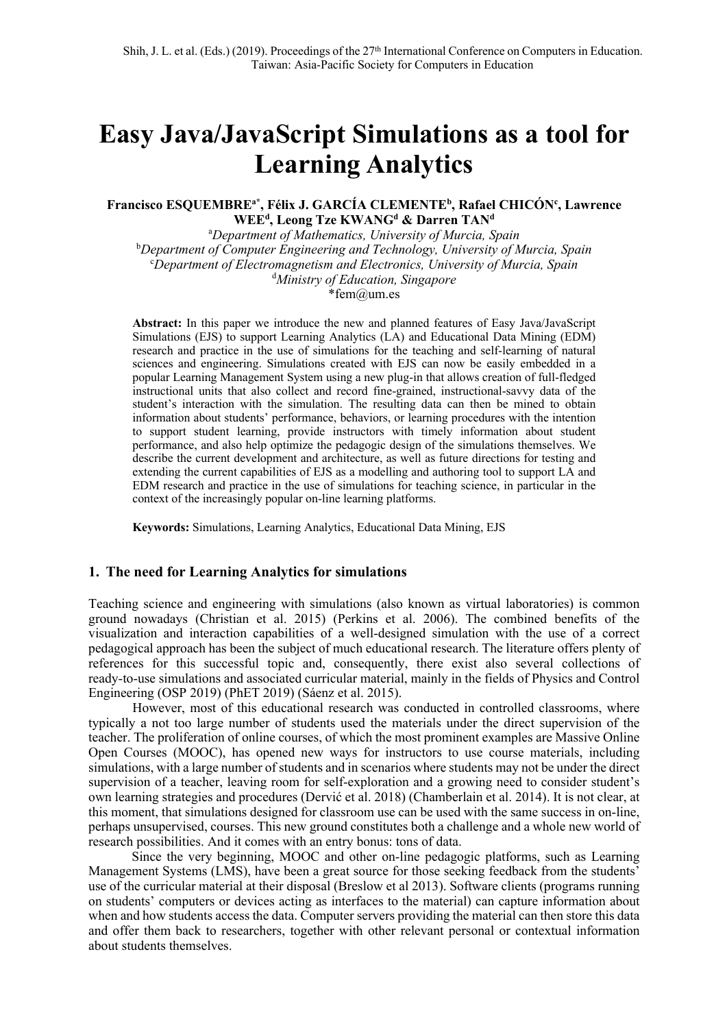# Easy Java/JavaScript Simulations as a tool for Learning Analytics

**Francisco ESQUEMBRE[a*], Félix J. GARCÍA CLEMENTE[b], Rafael CHICÓN[c], Lawrence WEE[d], Leong Tze KWANG[d] & Darren TAN[d]**

[a]*Department of Mathematics, University of Murcia, Spain*
[b]*Department of Computer Engineering and Technology, University of Murcia, Spain*
[c]*Department of Electromagnetism and Electronics, University of Murcia, Spain*
[d]*Ministry of Education, Singapore*
*fem@um.es

**Abstract:** In this paper we introduce the new and planned features of Easy Java/JavaScript Simulations (EJS) to support Learning Analytics (LA) and Educational Data Mining (EDM) research and practice in the use of simulations for the teaching and self-learning of natural sciences and engineering. Simulations created with EJS can now be easily embedded in a popular Learning Management System using a new plug-in that allows creation of full-fledged instructional units that also collect and record fine-grained, instructional-savvy data of the student's interaction with the simulation. The resulting data can then be mined to obtain information about students' performance, behaviors, or learning procedures with the intention to support student learning, provide instructors with timely information about student performance, and also help optimize the pedagogic design of the simulations themselves. We describe the current development and architecture, as well as future directions for testing and extending the current capabilities of EJS as a modelling and authoring tool to support LA and EDM research and practice in the use of simulations for teaching science, in particular in the context of the increasingly popular on-line learning platforms.

**Keywords:** Simulations, Learning Analytics, Educational Data Mining, EJS

## 1. The need for Learning Analytics for simulations

Teaching science and engineering with simulations (also known as virtual laboratories) is common ground nowadays (Christian et al. 2015) (Perkins et al. 2006). The combined benefits of the visualization and interaction capabilities of a well-designed simulation with the use of a correct pedagogical approach has been the subject of much educational research. The literature offers plenty of references for this successful topic and, consequently, there exist also several collections of ready-to-use simulations and associated curricular material, mainly in the fields of Physics and Control Engineering (OSP 2019) (PhET 2019) (Sáenz et al. 2015).

However, most of this educational research was conducted in controlled classrooms, where typically a not too large number of students used the materials under the direct supervision of the teacher. The proliferation of online courses, of which the most prominent examples are Massive Online Open Courses (MOOC), has opened new ways for instructors to use course materials, including simulations, with a large number of students and in scenarios where students may not be under the direct supervision of a teacher, leaving room for self-exploration and a growing need to consider student's own learning strategies and procedures (Dervić et al. 2018) (Chamberlain et al. 2014). It is not clear, at this moment, that simulations designed for classroom use can be used with the same success in on-line, perhaps unsupervised, courses. This new ground constitutes both a challenge and a whole new world of research possibilities. And it comes with an entry bonus: tons of data.

Since the very beginning, MOOC and other on-line pedagogic platforms, such as Learning Management Systems (LMS), have been a great source for those seeking feedback from the students' use of the curricular material at their disposal (Breslow et al 2013). Software clients (programs running on students' computers or devices acting as interfaces to the material) can capture information about when and how students access the data. Computer servers providing the material can then store this data and offer them back to researchers, together with other relevant personal or contextual information about students themselves.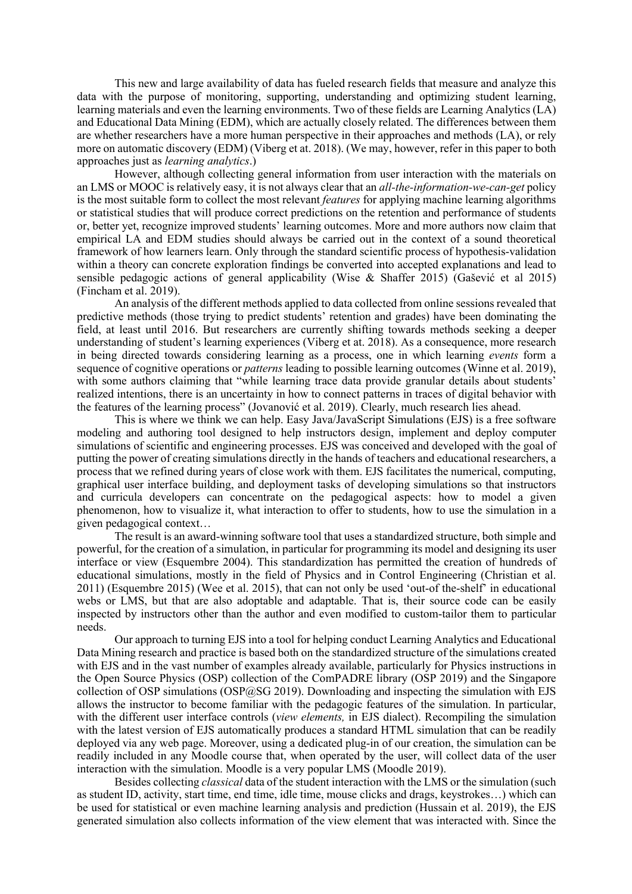This new and large availability of data has fueled research fields that measure and analyze this data with the purpose of monitoring, supporting, understanding and optimizing student learning, learning materials and even the learning environments. Two of these fields are Learning Analytics (LA) and Educational Data Mining (EDM), which are actually closely related. The differences between them are whether researchers have a more human perspective in their approaches and methods (LA), or rely more on automatic discovery (EDM) (Viberg et at. 2018). (We may, however, refer in this paper to both approaches just as *learning analytics*.)

However, although collecting general information from user interaction with the materials on an LMS or MOOC is relatively easy, it is not always clear that an *all-the-information-we-can-get* policy is the most suitable form to collect the most relevant *features* for applying machine learning algorithms or statistical studies that will produce correct predictions on the retention and performance of students or, better yet, recognize improved students' learning outcomes. More and more authors now claim that empirical LA and EDM studies should always be carried out in the context of a sound theoretical framework of how learners learn. Only through the standard scientific process of hypothesis-validation within a theory can concrete exploration findings be converted into accepted explanations and lead to sensible pedagogic actions of general applicability (Wise & Shaffer 2015) (Gašević et al 2015) (Fincham et al. 2019).

An analysis of the different methods applied to data collected from online sessions revealed that predictive methods (those trying to predict students' retention and grades) have been dominating the field, at least until 2016. But researchers are currently shifting towards methods seeking a deeper understanding of student's learning experiences (Viberg et at. 2018). As a consequence, more research in being directed towards considering learning as a process, one in which learning *events* form a sequence of cognitive operations or *patterns* leading to possible learning outcomes (Winne et al. 2019), with some authors claiming that "while learning trace data provide granular details about students' realized intentions, there is an uncertainty in how to connect patterns in traces of digital behavior with the features of the learning process" (Jovanović et al. 2019). Clearly, much research lies ahead.

This is where we think we can help. Easy Java/JavaScript Simulations (EJS) is a free software modeling and authoring tool designed to help instructors design, implement and deploy computer simulations of scientific and engineering processes. EJS was conceived and developed with the goal of putting the power of creating simulations directly in the hands of teachers and educational researchers, a process that we refined during years of close work with them. EJS facilitates the numerical, computing, graphical user interface building, and deployment tasks of developing simulations so that instructors and curricula developers can concentrate on the pedagogical aspects: how to model a given phenomenon, how to visualize it, what interaction to offer to students, how to use the simulation in a given pedagogical context…

The result is an award-winning software tool that uses a standardized structure, both simple and powerful, for the creation of a simulation, in particular for programming its model and designing its user interface or view (Esquembre 2004). This standardization has permitted the creation of hundreds of educational simulations, mostly in the field of Physics and in Control Engineering (Christian et al. 2011) (Esquembre 2015) (Wee et al. 2015), that can not only be used 'out-of the-shelf' in educational webs or LMS, but that are also adoptable and adaptable. That is, their source code can be easily inspected by instructors other than the author and even modified to custom-tailor them to particular needs.

Our approach to turning EJS into a tool for helping conduct Learning Analytics and Educational Data Mining research and practice is based both on the standardized structure of the simulations created with EJS and in the vast number of examples already available, particularly for Physics instructions in the Open Source Physics (OSP) collection of the ComPADRE library (OSP 2019) and the Singapore collection of OSP simulations (OSP@SG 2019). Downloading and inspecting the simulation with EJS allows the instructor to become familiar with the pedagogic features of the simulation. In particular, with the different user interface controls (*view elements,* in EJS dialect). Recompiling the simulation with the latest version of EJS automatically produces a standard HTML simulation that can be readily deployed via any web page. Moreover, using a dedicated plug-in of our creation, the simulation can be readily included in any Moodle course that, when operated by the user, will collect data of the user interaction with the simulation. Moodle is a very popular LMS (Moodle 2019).

Besides collecting *classical* data of the student interaction with the LMS or the simulation (such as student ID, activity, start time, end time, idle time, mouse clicks and drags, keystrokes…) which can be used for statistical or even machine learning analysis and prediction (Hussain et al. 2019), the EJS generated simulation also collects information of the view element that was interacted with. Since the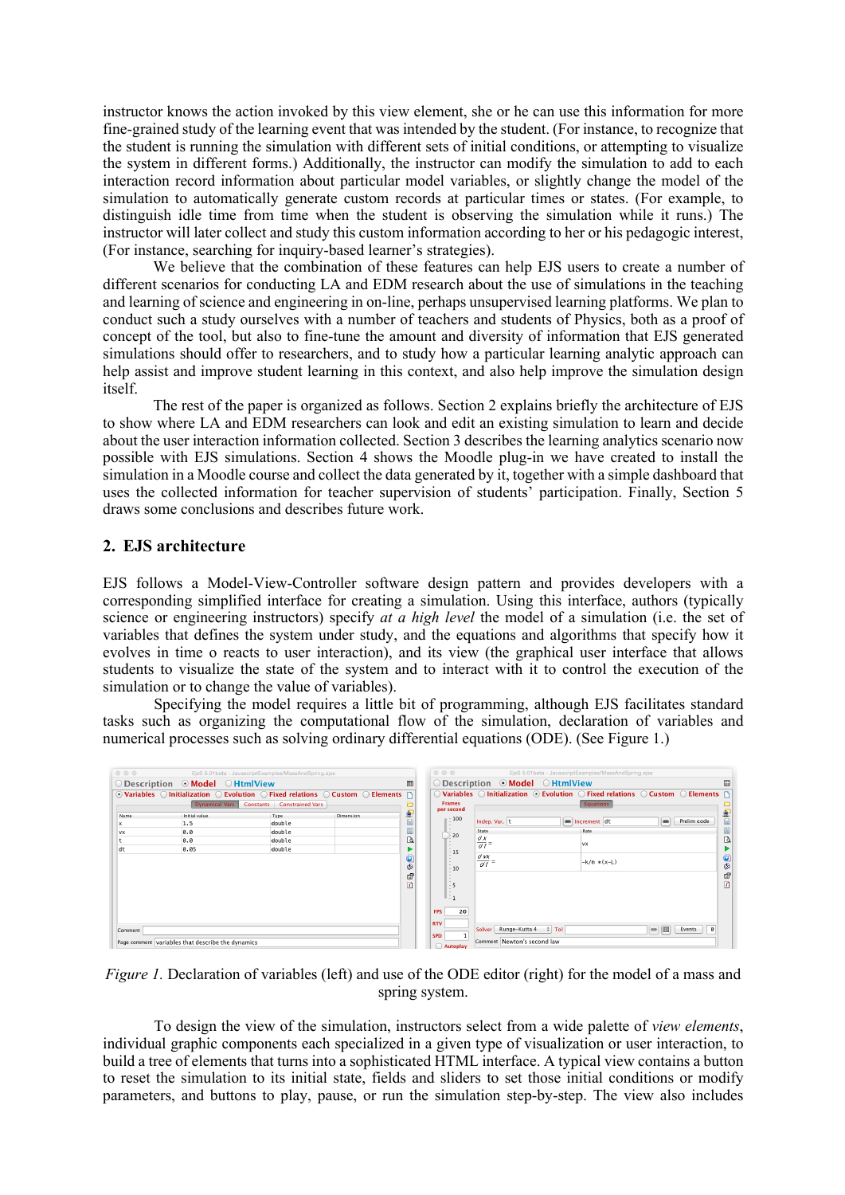instructor knows the action invoked by this view element, she or he can use this information for more fine-grained study of the learning event that was intended by the student. (For instance, to recognize that the student is running the simulation with different sets of initial conditions, or attempting to visualize the system in different forms.) Additionally, the instructor can modify the simulation to add to each interaction record information about particular model variables, or slightly change the model of the simulation to automatically generate custom records at particular times or states. (For example, to distinguish idle time from time when the student is observing the simulation while it runs.) The instructor will later collect and study this custom information according to her or his pedagogic interest, (For instance, searching for inquiry-based learner's strategies).

We believe that the combination of these features can help EJS users to create a number of different scenarios for conducting LA and EDM research about the use of simulations in the teaching and learning of science and engineering in on-line, perhaps unsupervised learning platforms. We plan to conduct such a study ourselves with a number of teachers and students of Physics, both as a proof of concept of the tool, but also to fine-tune the amount and diversity of information that EJS generated simulations should offer to researchers, and to study how a particular learning analytic approach can help assist and improve student learning in this context, and also help improve the simulation design itself.

The rest of the paper is organized as follows. Section 2 explains briefly the architecture of EJS to show where LA and EDM researchers can look and edit an existing simulation to learn and decide about the user interaction information collected. Section 3 describes the learning analytics scenario now possible with EJS simulations. Section 4 shows the Moodle plug-in we have created to install the simulation in a Moodle course and collect the data generated by it, together with a simple dashboard that uses the collected information for teacher supervision of students' participation. Finally, Section 5 draws some conclusions and describes future work.

## 2. EJS architecture

EJS follows a Model-View-Controller software design pattern and provides developers with a corresponding simplified interface for creating a simulation. Using this interface, authors (typically science or engineering instructors) specify *at a high level* the model of a simulation (i.e. the set of variables that defines the system under study, and the equations and algorithms that specify how it evolves in time o reacts to user interaction), and its view (the graphical user interface that allows students to visualize the state of the system and to interact with it to control the execution of the simulation or to change the value of variables).

Specifying the model requires a little bit of programming, although EJS facilitates standard tasks such as organizing the computational flow of the simulation, declaration of variables and numerical processes such as solving ordinary differential equations (ODE). (See Figure 1.)

*Figure 1.* Declaration of variables (left) and use of the ODE editor (right) for the model of a mass and spring system.

To design the view of the simulation, instructors select from a wide palette of *view elements*, individual graphic components each specialized in a given type of visualization or user interaction, to build a tree of elements that turns into a sophisticated HTML interface. A typical view contains a button to reset the simulation to its initial state, fields and sliders to set those initial conditions or modify parameters, and buttons to play, pause, or run the simulation step-by-step. The view also includes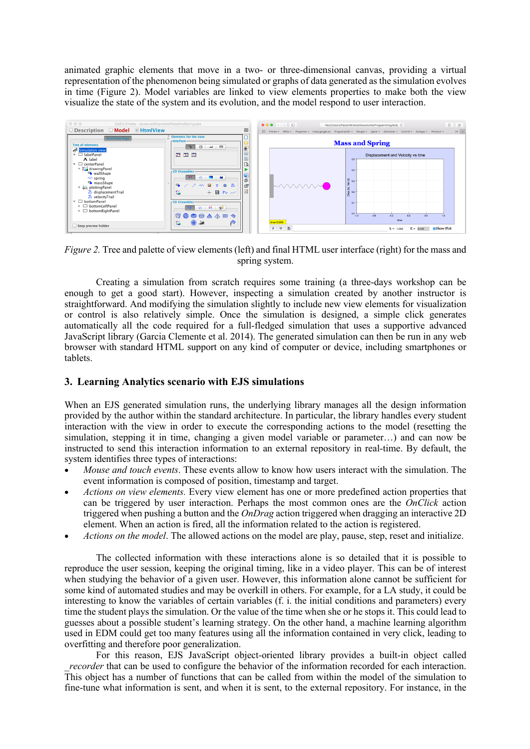animated graphic elements that move in a two- or three-dimensional canvas, providing a virtual representation of the phenomenon being simulated or graphs of data generated as the simulation evolves in time (Figure 2). Model variables are linked to view elements properties to make both the view visualize the state of the system and its evolution, and the model respond to user interaction.

*Figure 2.* Tree and palette of view elements (left) and final HTML user interface (right) for the mass and spring system.

Creating a simulation from scratch requires some training (a three-days workshop can be enough to get a good start). However, inspecting a simulation created by another instructor is straightforward. And modifying the simulation slightly to include new view elements for visualization or control is also relatively simple. Once the simulation is designed, a simple click generates automatically all the code required for a full-fledged simulation that uses a supportive advanced JavaScript library (Garcia Clemente et al. 2014). The generated simulation can then be run in any web browser with standard HTML support on any kind of computer or device, including smartphones or tablets.

## 3. Learning Analytics scenario with EJS simulations

When an EJS generated simulation runs, the underlying library manages all the design information provided by the author within the standard architecture. In particular, the library handles every student interaction with the view in order to execute the corresponding actions to the model (resetting the simulation, stepping it in time, changing a given model variable or parameter…) and can now be instructed to send this interaction information to an external repository in real-time. By default, the system identifies three types of interactions:

- *Mouse and touch events*. These events allow to know how users interact with the simulation. The event information is composed of position, timestamp and target.
- *Actions on view elements.* Every view element has one or more predefined action properties that can be triggered by user interaction. Perhaps the most common ones are the *OnClick* action triggered when pushing a button and the *OnDrag* action triggered when dragging an interactive 2D element. When an action is fired, all the information related to the action is registered.
- *Actions on the model*. The allowed actions on the model are play, pause, step, reset and initialize.

The collected information with these interactions alone is so detailed that it is possible to reproduce the user session, keeping the original timing, like in a video player. This can be of interest when studying the behavior of a given user. However, this information alone cannot be sufficient for some kind of automated studies and may be overkill in others. For example, for a LA study, it could be interesting to know the variables of certain variables (f. i. the initial conditions and parameters) every time the student plays the simulation. Or the value of the time when she or he stops it. This could lead to guesses about a possible student's learning strategy. On the other hand, a machine learning algorithm used in EDM could get too many features using all the information contained in very click, leading to overfitting and therefore poor generalization.

For this reason, EJS JavaScript object-oriented library provides a built-in object called *_recorder* that can be used to configure the behavior of the information recorded for each interaction. This object has a number of functions that can be called from within the model of the simulation to fine-tune what information is sent, and when it is sent, to the external repository. For instance, in the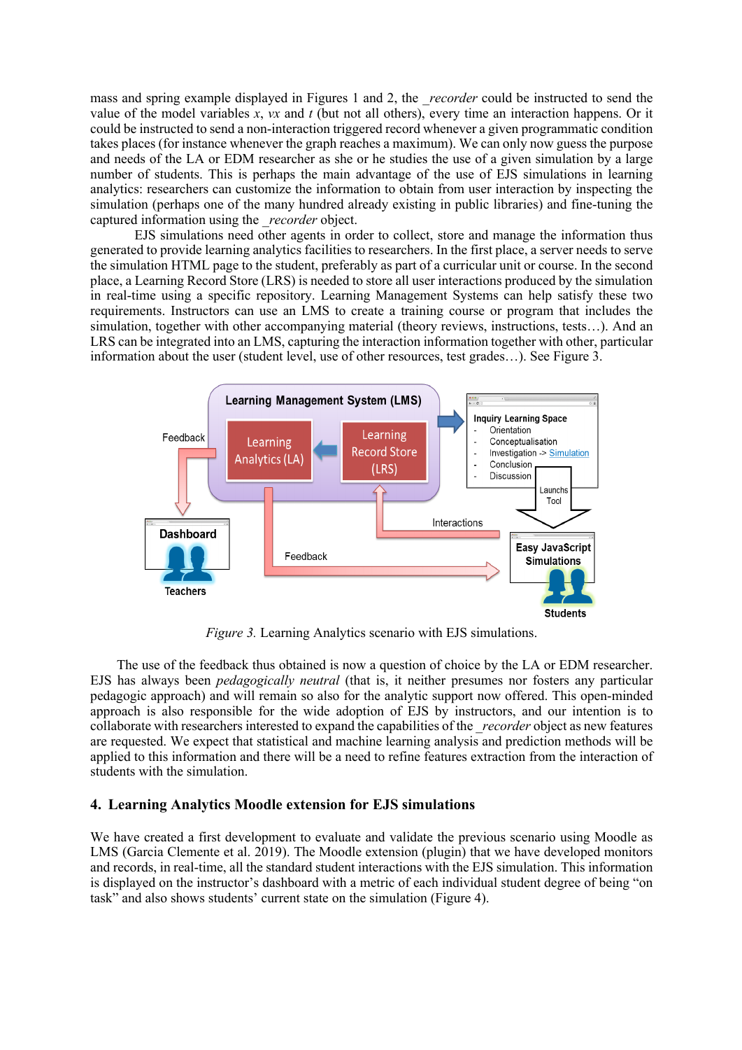mass and spring example displayed in Figures 1 and 2, the *_recorder* could be instructed to send the value of the model variables *x*, *vx* and *t* (but not all others), every time an interaction happens. Or it could be instructed to send a non-interaction triggered record whenever a given programmatic condition takes places (for instance whenever the graph reaches a maximum). We can only now guess the purpose and needs of the LA or EDM researcher as she or he studies the use of a given simulation by a large number of students. This is perhaps the main advantage of the use of EJS simulations in learning analytics: researchers can customize the information to obtain from user interaction by inspecting the simulation (perhaps one of the many hundred already existing in public libraries) and fine-tuning the captured information using the *_recorder* object.

EJS simulations need other agents in order to collect, store and manage the information thus generated to provide learning analytics facilities to researchers. In the first place, a server needs to serve the simulation HTML page to the student, preferably as part of a curricular unit or course. In the second place, a Learning Record Store (LRS) is needed to store all user interactions produced by the simulation in real-time using a specific repository. Learning Management Systems can help satisfy these two requirements. Instructors can use an LMS to create a training course or program that includes the simulation, together with other accompanying material (theory reviews, instructions, tests…). And an LRS can be integrated into an LMS, capturing the interaction information together with other, particular information about the user (student level, use of other resources, test grades…). See Figure 3.

*Figure 3.* Learning Analytics scenario with EJS simulations.

The use of the feedback thus obtained is now a question of choice by the LA or EDM researcher. EJS has always been *pedagogically neutral* (that is, it neither presumes nor fosters any particular pedagogic approach) and will remain so also for the analytic support now offered. This open-minded approach is also responsible for the wide adoption of EJS by instructors, and our intention is to collaborate with researchers interested to expand the capabilities of the *_recorder* object as new features are requested. We expect that statistical and machine learning analysis and prediction methods will be applied to this information and there will be a need to refine features extraction from the interaction of students with the simulation.

## 4. Learning Analytics Moodle extension for EJS simulations

We have created a first development to evaluate and validate the previous scenario using Moodle as LMS (Garcia Clemente et al. 2019). The Moodle extension (plugin) that we have developed monitors and records, in real-time, all the standard student interactions with the EJS simulation. This information is displayed on the instructor's dashboard with a metric of each individual student degree of being "on task" and also shows students' current state on the simulation (Figure 4).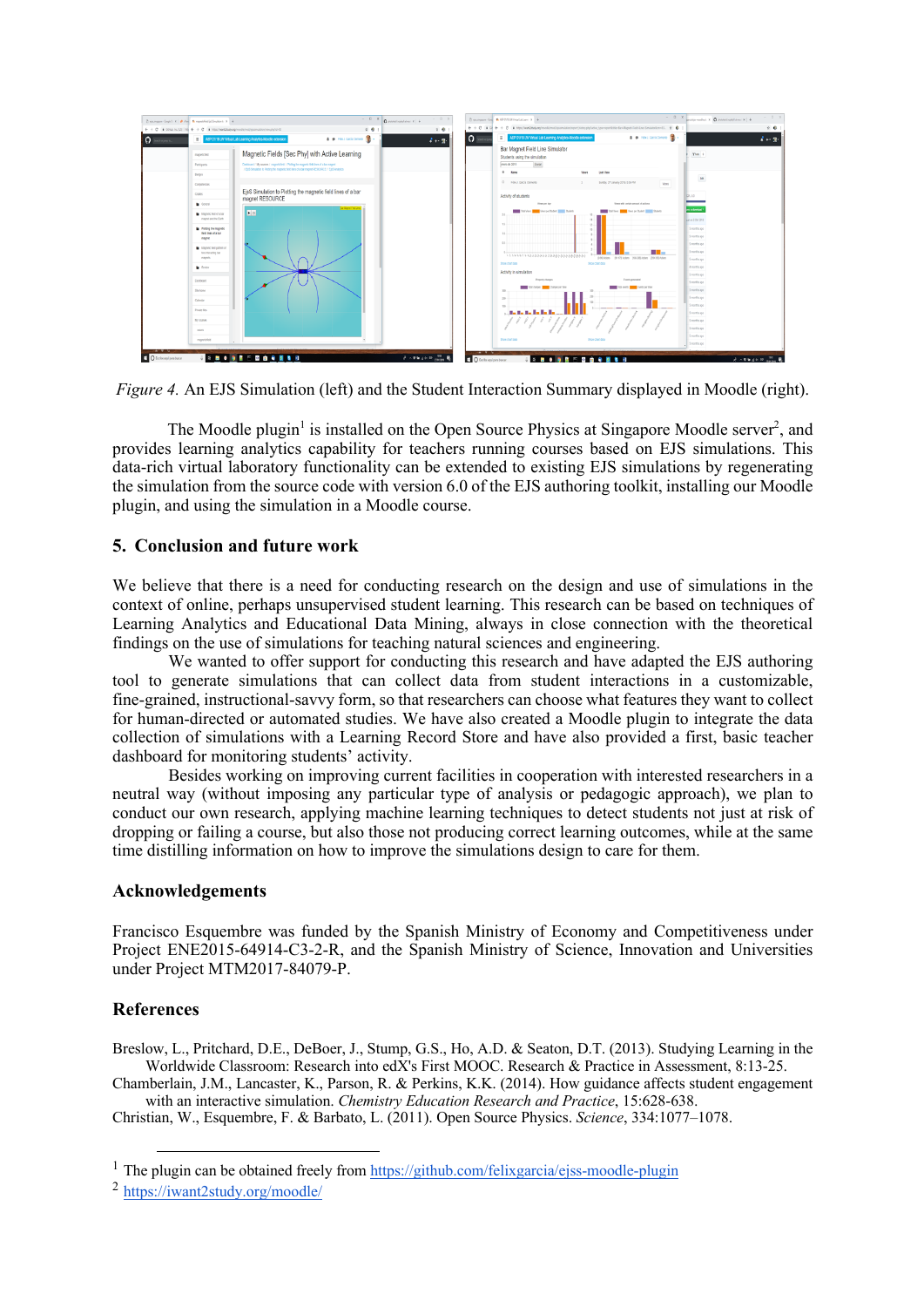*Figure 4.* An EJS Simulation (left) and the Student Interaction Summary displayed in Moodle (right).

The Moodle plugin[1] is installed on the Open Source Physics at Singapore Moodle server[2], and provides learning analytics capability for teachers running courses based on EJS simulations. This data-rich virtual laboratory functionality can be extended to existing EJS simulations by regenerating the simulation from the source code with version 6.0 of the EJS authoring toolkit, installing our Moodle plugin, and using the simulation in a Moodle course.

## 5. Conclusion and future work

We believe that there is a need for conducting research on the design and use of simulations in the context of online, perhaps unsupervised student learning. This research can be based on techniques of Learning Analytics and Educational Data Mining, always in close connection with the theoretical findings on the use of simulations for teaching natural sciences and engineering.

We wanted to offer support for conducting this research and have adapted the EJS authoring tool to generate simulations that can collect data from student interactions in a customizable, fine-grained, instructional-savvy form, so that researchers can choose what features they want to collect for human-directed or automated studies. We have also created a Moodle plugin to integrate the data collection of simulations with a Learning Record Store and have also provided a first, basic teacher dashboard for monitoring students' activity.

Besides working on improving current facilities in cooperation with interested researchers in a neutral way (without imposing any particular type of analysis or pedagogic approach), we plan to conduct our own research, applying machine learning techniques to detect students not just at risk of dropping or failing a course, but also those not producing correct learning outcomes, while at the same time distilling information on how to improve the simulations design to care for them.

## Acknowledgements

Francisco Esquembre was funded by the Spanish Ministry of Economy and Competitiveness under Project ENE2015-64914-C3-2-R, and the Spanish Ministry of Science, Innovation and Universities under Project MTM2017-84079-P.

## References

Breslow, L., Pritchard, D.E., DeBoer, J., Stump, G.S., Ho, A.D. & Seaton, D.T. (2013). Studying Learning in the Worldwide Classroom: Research into edX's First MOOC. Research & Practice in Assessment, 8:13-25.

Chamberlain, J.M., Lancaster, K., Parson, R. & Perkins, K.K. (2014). How guidance affects student engagement with an interactive simulation. *Chemistry Education Research and Practice*, 15:628-638.

Christian, W., Esquembre, F. & Barbato, L. (2011). Open Source Physics. *Science*, 334:1077–1078.

---

[1] The plugin can be obtained freely from https://github.com/felixgarcia/ejss-moodle-plugin

[2] https://iwant2study.org/moodle/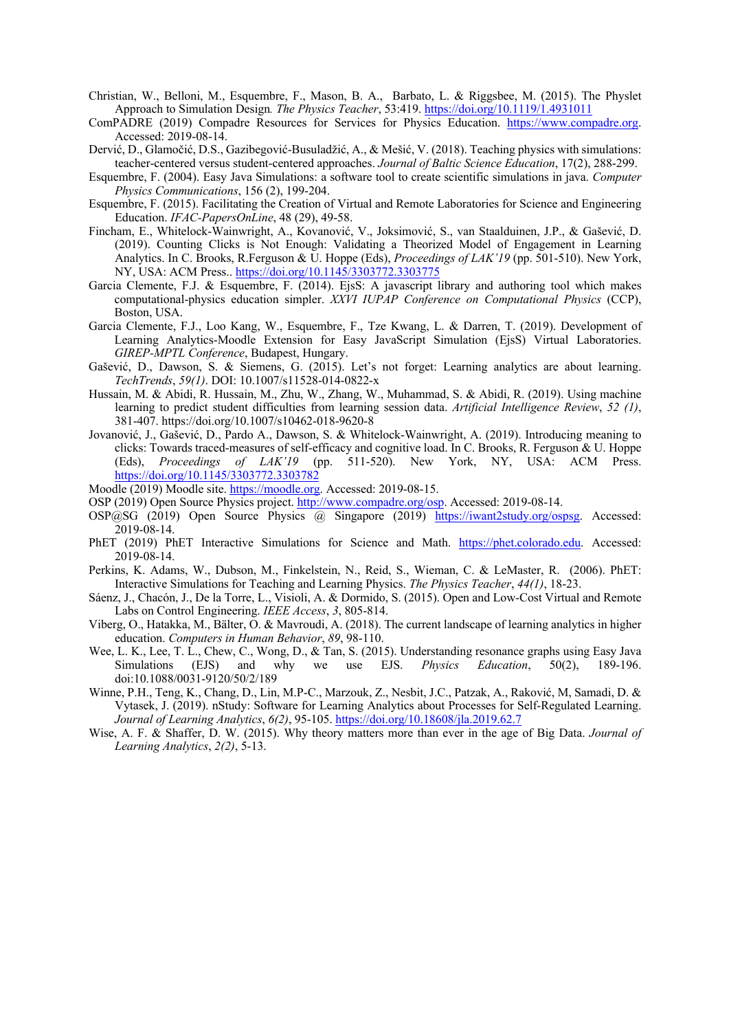Christian, W., Belloni, M., Esquembre, F., Mason, B. A., Barbato, L. & Riggsbee, M. (2015). The Physlet Approach to Simulation Design. *The Physics Teacher*, 53:419. https://doi.org/10.1119/1.4931011

ComPADRE (2019) Compadre Resources for Services for Physics Education. https://www.compadre.org. Accessed: 2019-08-14.

Dervić, D., Glamočić, D.S., Gazibegović-Busuladžić, A., & Mešić, V. (2018). Teaching physics with simulations: teacher-centered versus student-centered approaches. *Journal of Baltic Science Education*, 17(2), 288-299.

Esquembre, F. (2004). Easy Java Simulations: a software tool to create scientific simulations in java. *Computer Physics Communications*, 156 (2), 199-204.

Esquembre, F. (2015). Facilitating the Creation of Virtual and Remote Laboratories for Science and Engineering Education. *IFAC-PapersOnLine*, 48 (29), 49-58.

Fincham, E., Whitelock-Wainwright, A., Kovanović, V., Joksimović, S., van Staalduinen, J.P., & Gašević, D. (2019). Counting Clicks is Not Enough: Validating a Theorized Model of Engagement in Learning Analytics. In C. Brooks, R.Ferguson & U. Hoppe (Eds), *Proceedings of LAK'19* (pp. 501-510). New York, NY, USA: ACM Press.. https://doi.org/10.1145/3303772.3303775

Garcia Clemente, F.J. & Esquembre, F. (2014). EjsS: A javascript library and authoring tool which makes computational-physics education simpler. *XXVI IUPAP Conference on Computational Physics* (CCP), Boston, USA.

Garcia Clemente, F.J., Loo Kang, W., Esquembre, F., Tze Kwang, L. & Darren, T. (2019). Development of Learning Analytics-Moodle Extension for Easy JavaScript Simulation (EjsS) Virtual Laboratories. *GIREP-MPTL Conference*, Budapest, Hungary.

Gašević, D., Dawson, S. & Siemens, G. (2015). Let's not forget: Learning analytics are about learning. *TechTrends*, *59(1)*. DOI: 10.1007/s11528-014-0822-x

Hussain, M. & Abidi, R. Hussain, M., Zhu, W., Zhang, W., Muhammad, S. & Abidi, R. (2019). Using machine learning to predict student difficulties from learning session data. *Artificial Intelligence Review*, *52 (1)*, 381-407. https://doi.org/10.1007/s10462-018-9620-8

Jovanović, J., Gašević, D., Pardo A., Dawson, S. & Whitelock-Wainwright, A. (2019). Introducing meaning to clicks: Towards traced-measures of self-efficacy and cognitive load. In C. Brooks, R. Ferguson & U. Hoppe (Eds), *Proceedings of LAK'19* (pp. 511-520). New York, NY, USA: ACM Press. https://doi.org/10.1145/3303772.3303782

Moodle (2019) Moodle site. https://moodle.org. Accessed: 2019-08-15.

OSP (2019) Open Source Physics project. http://www.compadre.org/osp. Accessed: 2019-08-14.

OSP@SG (2019) Open Source Physics @ Singapore (2019) https://iwant2study.org/ospsg. Accessed: 2019-08-14.

PhET (2019) PhET Interactive Simulations for Science and Math. https://phet.colorado.edu. Accessed: 2019-08-14.

Perkins, K. Adams, W., Dubson, M., Finkelstein, N., Reid, S., Wieman, C. & LeMaster, R. (2006). PhET: Interactive Simulations for Teaching and Learning Physics. *The Physics Teacher*, *44(1)*, 18-23.

Sáenz, J., Chacón, J., De la Torre, L., Visioli, A. & Dormido, S. (2015). Open and Low-Cost Virtual and Remote Labs on Control Engineering. *IEEE Access*, *3*, 805-814.

Viberg, O., Hatakka, M., Bälter, O. & Mavroudi, A. (2018). The current landscape of learning analytics in higher education. *Computers in Human Behavior*, *89*, 98-110.

Wee, L. K., Lee, T. L., Chew, C., Wong, D., & Tan, S. (2015). Understanding resonance graphs using Easy Java Simulations (EJS) and why we use EJS. *Physics Education*, 50(2), 189-196. doi:10.1088/0031-9120/50/2/189

Winne, P.H., Teng, K., Chang, D., Lin, M.P-C., Marzouk, Z., Nesbit, J.C., Patzak, A., Raković, M, Samadi, D. & Vytasek, J. (2019). nStudy: Software for Learning Analytics about Processes for Self-Regulated Learning. *Journal of Learning Analytics*, *6(2)*, 95-105. https://doi.org/10.18608/jla.2019.62.7

Wise, A. F. & Shaffer, D. W. (2015). Why theory matters more than ever in the age of Big Data. *Journal of Learning Analytics*, *2(2)*, 5-13.